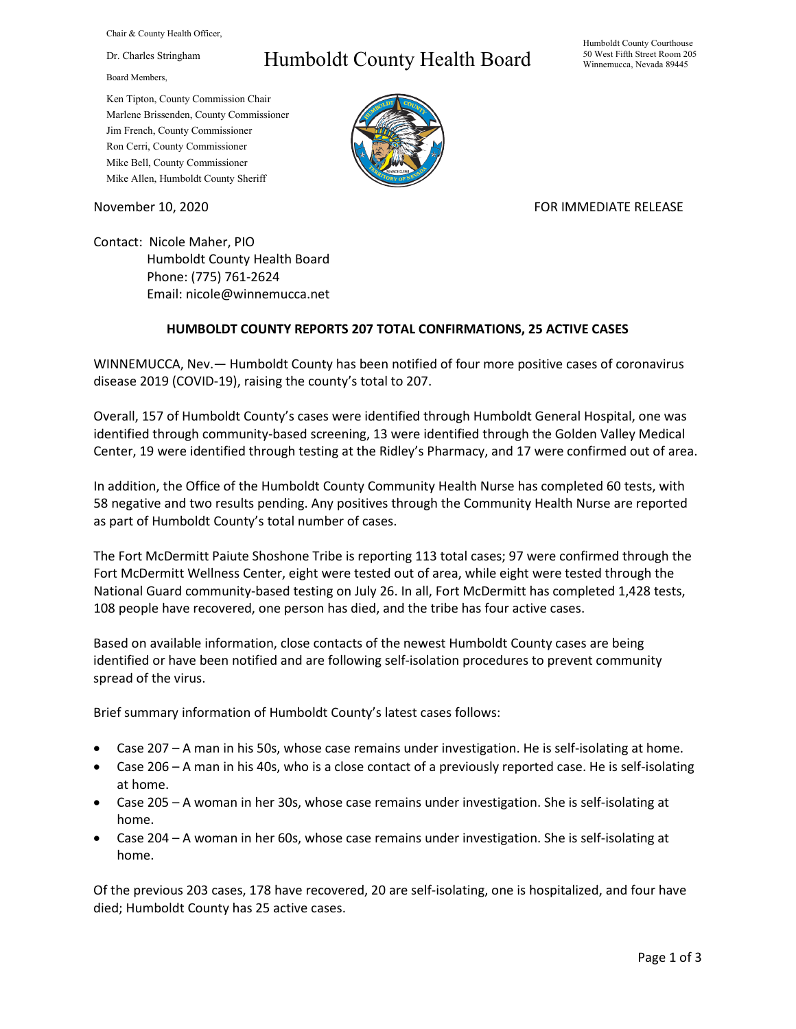Chair & County Health Officer,

Dr. Charles Stringham

Board Members,

Ken Tipton, County Commission Chair
Marlene Brissenden, County Commissioner
Jim French, County Commissioner
Ron Cerri, County Commissioner
Mike Bell, County Commissioner
Mike Allen, Humboldt County Sheriff

# Humboldt County Health Board

Humboldt County Courthouse
50 West Fifth Street Room 205
Winnemucca, Nevada 89445

November 10, 2020

FOR IMMEDIATE RELEASE

Contact: Nicole Maher, PIO
Humboldt County Health Board
Phone: (775) 761-2624
Email: nicole@winnemucca.net

## HUMBOLDT COUNTY REPORTS 207 TOTAL CONFIRMATIONS, 25 ACTIVE CASES

WINNEMUCCA, Nev.— Humboldt County has been notified of four more positive cases of coronavirus disease 2019 (COVID-19), raising the county's total to 207.

Overall, 157 of Humboldt County's cases were identified through Humboldt General Hospital, one was identified through community-based screening, 13 were identified through the Golden Valley Medical Center, 19 were identified through testing at the Ridley's Pharmacy, and 17 were confirmed out of area.

In addition, the Office of the Humboldt County Community Health Nurse has completed 60 tests, with 58 negative and two results pending. Any positives through the Community Health Nurse are reported as part of Humboldt County's total number of cases.

The Fort McDermitt Paiute Shoshone Tribe is reporting 113 total cases; 97 were confirmed through the Fort McDermitt Wellness Center, eight were tested out of area, while eight were tested through the National Guard community-based testing on July 26. In all, Fort McDermitt has completed 1,428 tests, 108 people have recovered, one person has died, and the tribe has four active cases.

Based on available information, close contacts of the newest Humboldt County cases are being identified or have been notified and are following self-isolation procedures to prevent community spread of the virus.

Brief summary information of Humboldt County's latest cases follows:

- Case 207 – A man in his 50s, whose case remains under investigation. He is self-isolating at home.
- Case 206 – A man in his 40s, who is a close contact of a previously reported case. He is self-isolating at home.
- Case 205 – A woman in her 30s, whose case remains under investigation. She is self-isolating at home.
- Case 204 – A woman in her 60s, whose case remains under investigation. She is self-isolating at home.

Of the previous 203 cases, 178 have recovered, 20 are self-isolating, one is hospitalized, and four have died; Humboldt County has 25 active cases.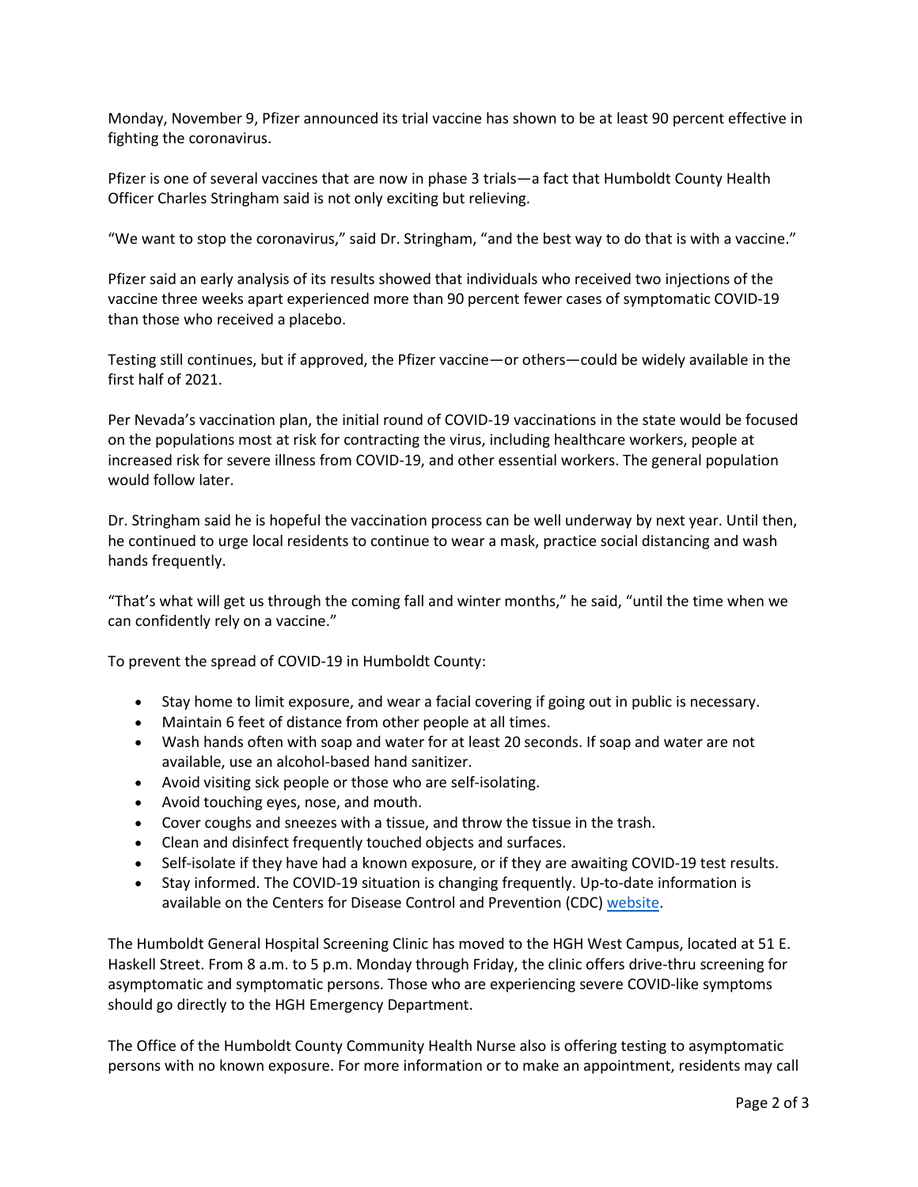Monday, November 9, Pfizer announced its trial vaccine has shown to be at least 90 percent effective in fighting the coronavirus.

Pfizer is one of several vaccines that are now in phase 3 trials—a fact that Humboldt County Health Officer Charles Stringham said is not only exciting but relieving.

"We want to stop the coronavirus," said Dr. Stringham, "and the best way to do that is with a vaccine."

Pfizer said an early analysis of its results showed that individuals who received two injections of the vaccine three weeks apart experienced more than 90 percent fewer cases of symptomatic COVID-19 than those who received a placebo.

Testing still continues, but if approved, the Pfizer vaccine—or others—could be widely available in the first half of 2021.

Per Nevada's vaccination plan, the initial round of COVID-19 vaccinations in the state would be focused on the populations most at risk for contracting the virus, including healthcare workers, people at increased risk for severe illness from COVID-19, and other essential workers. The general population would follow later.

Dr. Stringham said he is hopeful the vaccination process can be well underway by next year. Until then, he continued to urge local residents to continue to wear a mask, practice social distancing and wash hands frequently.

"That's what will get us through the coming fall and winter months," he said, "until the time when we can confidently rely on a vaccine."

To prevent the spread of COVID-19 in Humboldt County:

- Stay home to limit exposure, and wear a facial covering if going out in public is necessary.
- Maintain 6 feet of distance from other people at all times.
- Wash hands often with soap and water for at least 20 seconds. If soap and water are not available, use an alcohol-based hand sanitizer.
- Avoid visiting sick people or those who are self-isolating.
- Avoid touching eyes, nose, and mouth.
- Cover coughs and sneezes with a tissue, and throw the tissue in the trash.
- Clean and disinfect frequently touched objects and surfaces.
- Self-isolate if they have had a known exposure, or if they are awaiting COVID-19 test results.
- Stay informed. The COVID-19 situation is changing frequently. Up-to-date information is available on the Centers for Disease Control and Prevention (CDC) website.

The Humboldt General Hospital Screening Clinic has moved to the HGH West Campus, located at 51 E. Haskell Street. From 8 a.m. to 5 p.m. Monday through Friday, the clinic offers drive-thru screening for asymptomatic and symptomatic persons. Those who are experiencing severe COVID-like symptoms should go directly to the HGH Emergency Department.

The Office of the Humboldt County Community Health Nurse also is offering testing to asymptomatic persons with no known exposure. For more information or to make an appointment, residents may call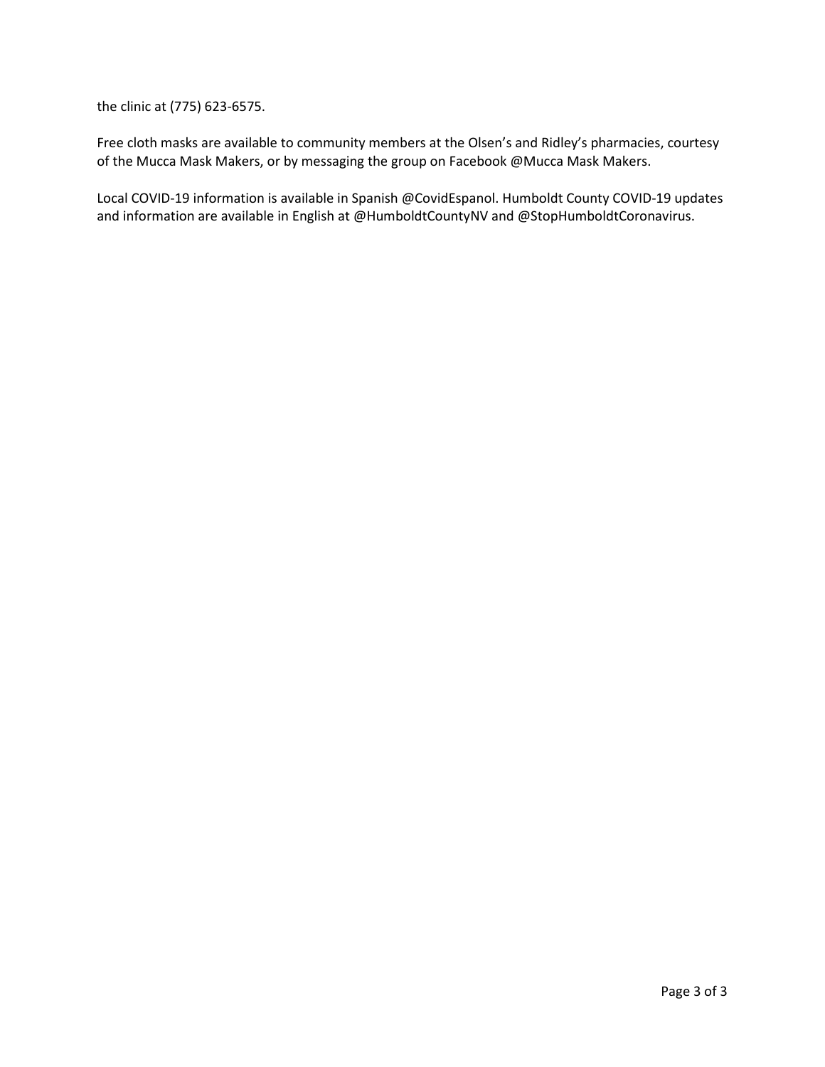the clinic at (775) 623-6575.

Free cloth masks are available to community members at the Olsen's and Ridley's pharmacies, courtesy of the Mucca Mask Makers, or by messaging the group on Facebook @Mucca Mask Makers.

Local COVID-19 information is available in Spanish @CovidEspanol. Humboldt County COVID-19 updates and information are available in English at @HumboldtCountyNV and @StopHumboldtCoronavirus.